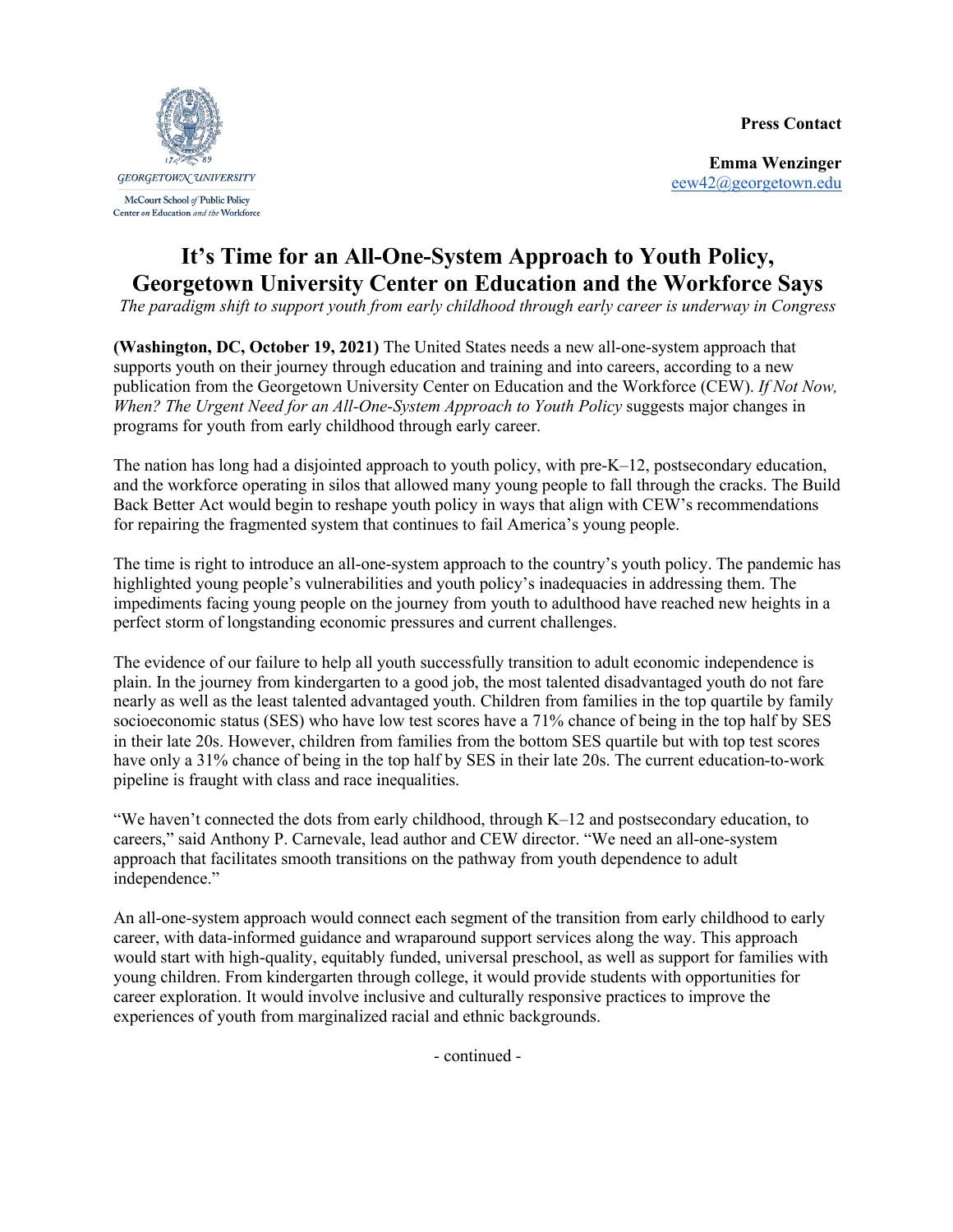GEORGETOWN UNIVERSITY

McCourt School of Public Policy
Center on Education and the Workforce

**Press Contact**

**Emma Wenzinger**
eew42@georgetown.edu

# It's Time for an All-One-System Approach to Youth Policy, Georgetown University Center on Education and the Workforce Says

*The paradigm shift to support youth from early childhood through early career is underway in Congress*

**(Washington, DC, October 19, 2021)** The United States needs a new all-one-system approach that supports youth on their journey through education and training and into careers, according to a new publication from the Georgetown University Center on Education and the Workforce (CEW). *If Not Now, When? The Urgent Need for an All-One-System Approach to Youth Policy* suggests major changes in programs for youth from early childhood through early career.

The nation has long had a disjointed approach to youth policy, with pre-K–12, postsecondary education, and the workforce operating in silos that allowed many young people to fall through the cracks. The Build Back Better Act would begin to reshape youth policy in ways that align with CEW's recommendations for repairing the fragmented system that continues to fail America's young people.

The time is right to introduce an all-one-system approach to the country's youth policy. The pandemic has highlighted young people's vulnerabilities and youth policy's inadequacies in addressing them. The impediments facing young people on the journey from youth to adulthood have reached new heights in a perfect storm of longstanding economic pressures and current challenges.

The evidence of our failure to help all youth successfully transition to adult economic independence is plain. In the journey from kindergarten to a good job, the most talented disadvantaged youth do not fare nearly as well as the least talented advantaged youth. Children from families in the top quartile by family socioeconomic status (SES) who have low test scores have a 71% chance of being in the top half by SES in their late 20s. However, children from families from the bottom SES quartile but with top test scores have only a 31% chance of being in the top half by SES in their late 20s. The current education-to-work pipeline is fraught with class and race inequalities.

"We haven't connected the dots from early childhood, through K–12 and postsecondary education, to careers," said Anthony P. Carnevale, lead author and CEW director. "We need an all-one-system approach that facilitates smooth transitions on the pathway from youth dependence to adult independence."

An all-one-system approach would connect each segment of the transition from early childhood to early career, with data-informed guidance and wraparound support services along the way. This approach would start with high-quality, equitably funded, universal preschool, as well as support for families with young children. From kindergarten through college, it would provide students with opportunities for career exploration. It would involve inclusive and culturally responsive practices to improve the experiences of youth from marginalized racial and ethnic backgrounds.

- continued -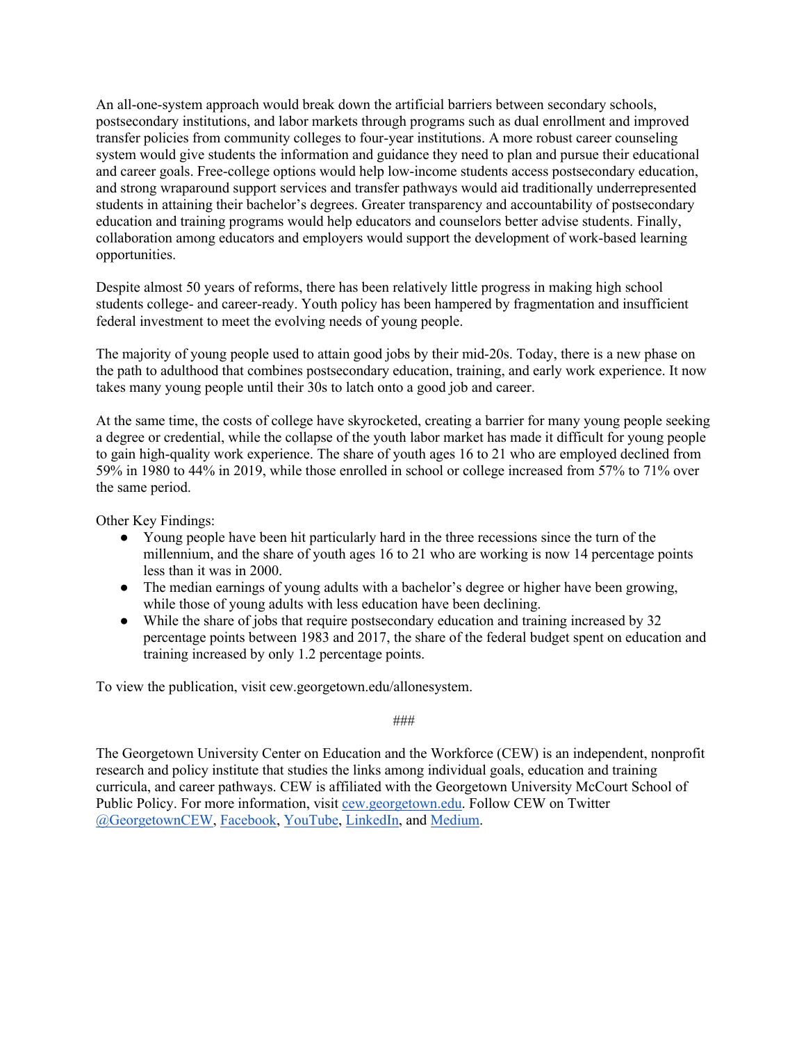An all-one-system approach would break down the artificial barriers between secondary schools, postsecondary institutions, and labor markets through programs such as dual enrollment and improved transfer policies from community colleges to four-year institutions. A more robust career counseling system would give students the information and guidance they need to plan and pursue their educational and career goals. Free-college options would help low-income students access postsecondary education, and strong wraparound support services and transfer pathways would aid traditionally underrepresented students in attaining their bachelor's degrees. Greater transparency and accountability of postsecondary education and training programs would help educators and counselors better advise students. Finally, collaboration among educators and employers would support the development of work-based learning opportunities.

Despite almost 50 years of reforms, there has been relatively little progress in making high school students college- and career-ready. Youth policy has been hampered by fragmentation and insufficient federal investment to meet the evolving needs of young people.

The majority of young people used to attain good jobs by their mid-20s. Today, there is a new phase on the path to adulthood that combines postsecondary education, training, and early work experience. It now takes many young people until their 30s to latch onto a good job and career.

At the same time, the costs of college have skyrocketed, creating a barrier for many young people seeking a degree or credential, while the collapse of the youth labor market has made it difficult for young people to gain high-quality work experience. The share of youth ages 16 to 21 who are employed declined from 59% in 1980 to 44% in 2019, while those enrolled in school or college increased from 57% to 71% over the same period.

Other Key Findings:

- Young people have been hit particularly hard in the three recessions since the turn of the millennium, and the share of youth ages 16 to 21 who are working is now 14 percentage points less than it was in 2000.
- The median earnings of young adults with a bachelor's degree or higher have been growing, while those of young adults with less education have been declining.
- While the share of jobs that require postsecondary education and training increased by 32 percentage points between 1983 and 2017, the share of the federal budget spent on education and training increased by only 1.2 percentage points.

To view the publication, visit cew.georgetown.edu/allonesystem.

###

The Georgetown University Center on Education and the Workforce (CEW) is an independent, nonprofit research and policy institute that studies the links among individual goals, education and training curricula, and career pathways. CEW is affiliated with the Georgetown University McCourt School of Public Policy. For more information, visit cew.georgetown.edu. Follow CEW on Twitter @GeorgetownCEW, Facebook, YouTube, LinkedIn, and Medium.